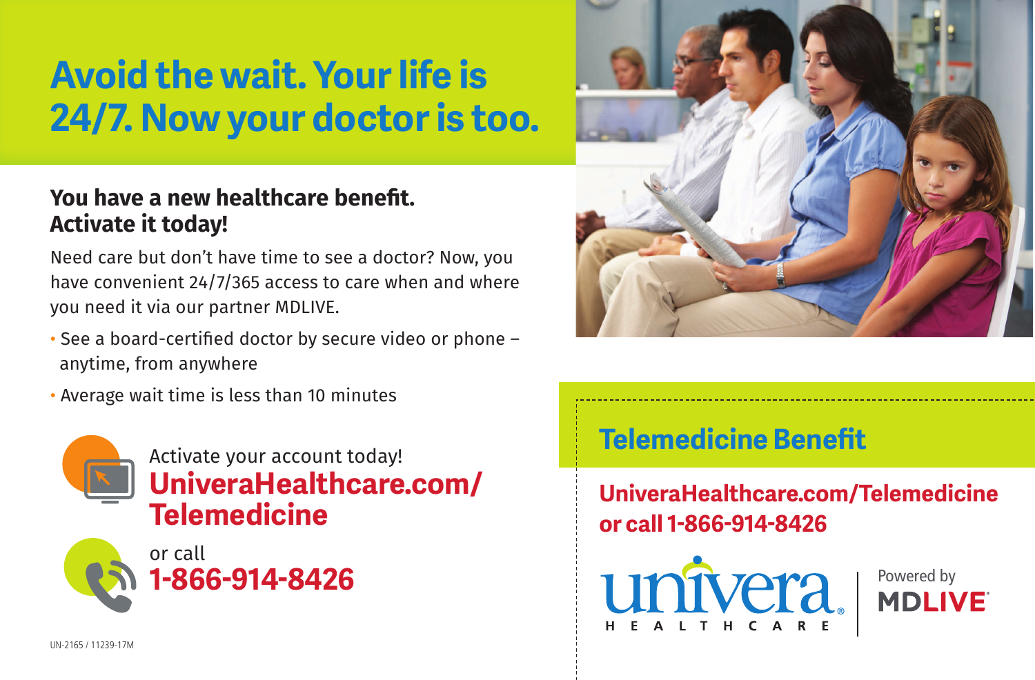# Avoid the wait. Your life is 24/7. Now your doctor is too.

## You have a new healthcare benefit. Activate it today!

Need care but don't have time to see a doctor? Now, you have convenient 24/7/365 access to care when and where you need it via our partner MDLIVE.

- See a board-certified doctor by secure video or phone – anytime, from anywhere
- Average wait time is less than 10 minutes

Activate your account today!
**UniveraHealthcare.com/Telemedicine**

or call
**1-866-914-8426**

UN-2165 / 11239-17M

## Telemedicine Benefit

**UniveraHealthcare.com/Telemedicine or call 1-866-914-8426**

univera HEALTHCARE®

Powered by MDLIVE®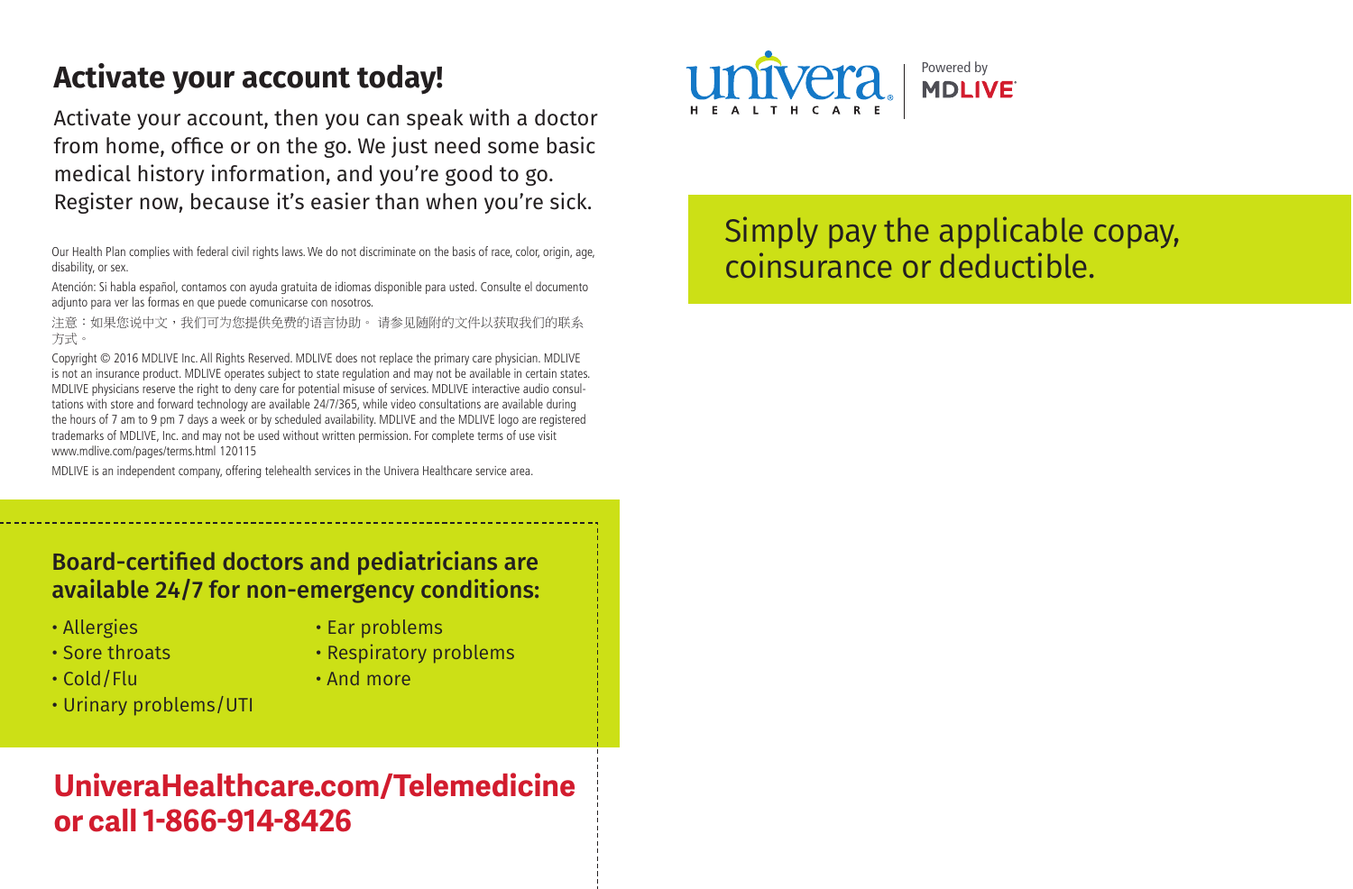## Activate your account today!

Activate your account, then you can speak with a doctor from home, office or on the go. We just need some basic medical history information, and you're good to go. Register now, because it's easier than when you're sick.

Our Health Plan complies with federal civil rights laws. We do not discriminate on the basis of race, color, origin, age, disability, or sex.

Atención: Si habla español, contamos con ayuda gratuita de idiomas disponible para usted. Consulte el documento adjunto para ver las formas en que puede comunicarse con nosotros.

注意：如果您说中文，我们可为您提供免费的语言协助。 请参见随附的文件以获取我们的联系方式。

Copyright © 2016 MDLIVE Inc. All Rights Reserved. MDLIVE does not replace the primary care physician. MDLIVE is not an insurance product. MDLIVE operates subject to state regulation and may not be available in certain states. MDLIVE physicians reserve the right to deny care for potential misuse of services. MDLIVE interactive audio consultations with store and forward technology are available 24/7/365, while video consultations are available during the hours of 7 am to 9 pm 7 days a week or by scheduled availability. MDLIVE and the MDLIVE logo are registered trademarks of MDLIVE, Inc. and may not be used without written permission. For complete terms of use visit www.mdlive.com/pages/terms.html 120115

MDLIVE is an independent company, offering telehealth services in the Univera Healthcare service area.

### Board-certified doctors and pediatricians are available 24/7 for non-emergency conditions:

- Allergies
- Sore throats
- Cold/Flu
- Urinary problems/UTI
- Ear problems
- Respiratory problems
- And more

**UniveraHealthcare.com/Telemedicine or call 1-866-914-8426**

univera HEALTHCARE | Powered by MDLIVE

Simply pay the applicable copay, coinsurance or deductible.